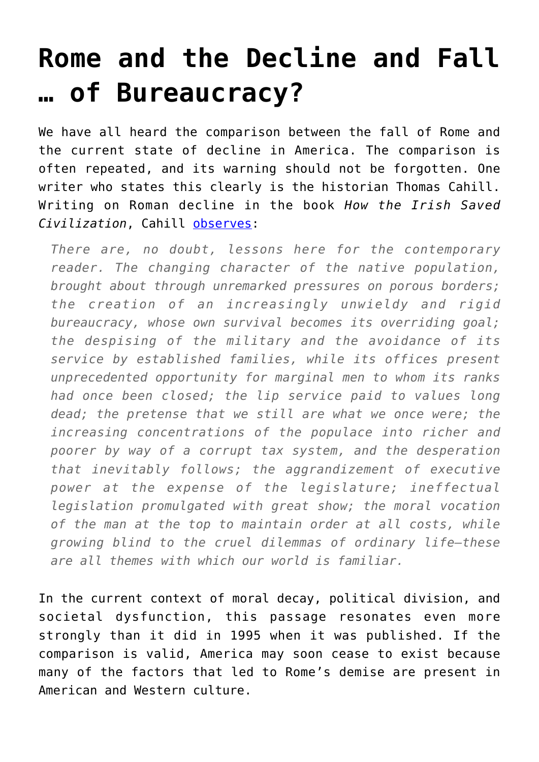# Rome and the Decline and Fall … of Bureaucracy?

We have all heard the comparison between the fall of Rome and the current state of decline in America. The comparison is often repeated, and its warning should not be forgotten. One writer who states this clearly is the historian Thomas Cahill. Writing on Roman decline in the book *How the Irish Saved Civilization*, Cahill observes:

> *There are, no doubt, lessons here for the contemporary reader. The changing character of the native population, brought about through unremarked pressures on porous borders; the creation of an increasingly unwieldy and rigid bureaucracy, whose own survival becomes its overriding goal; the despising of the military and the avoidance of its service by established families, while its offices present unprecedented opportunity for marginal men to whom its ranks had once been closed; the lip service paid to values long dead; the pretense that we still are what we once were; the increasing concentrations of the populace into richer and poorer by way of a corrupt tax system, and the desperation that inevitably follows; the aggrandizement of executive power at the expense of the legislature; ineffectual legislation promulgated with great show; the moral vocation of the man at the top to maintain order at all costs, while growing blind to the cruel dilemmas of ordinary life—these are all themes with which our world is familiar.*

In the current context of moral decay, political division, and societal dysfunction, this passage resonates even more strongly than it did in 1995 when it was published. If the comparison is valid, America may soon cease to exist because many of the factors that led to Rome's demise are present in American and Western culture.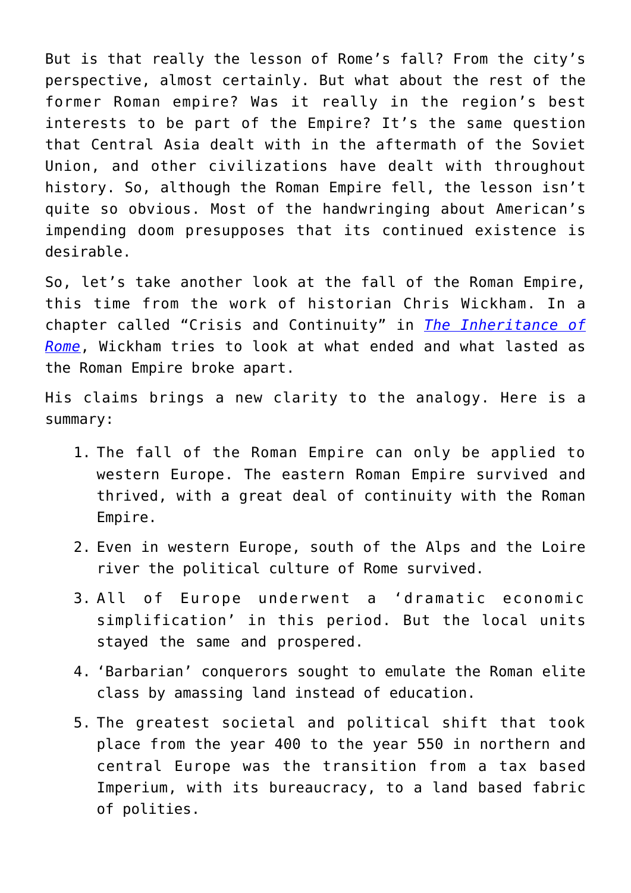But is that really the lesson of Rome's fall? From the city's perspective, almost certainly. But what about the rest of the former Roman empire? Was it really in the region's best interests to be part of the Empire? It's the same question that Central Asia dealt with in the aftermath of the Soviet Union, and other civilizations have dealt with throughout history. So, although the Roman Empire fell, the lesson isn't quite so obvious. Most of the handwringing about American's impending doom presupposes that its continued existence is desirable.

So, let's take another look at the fall of the Roman Empire, this time from the work of historian Chris Wickham. In a chapter called "Crisis and Continuity" in *The Inheritance of Rome*, Wickham tries to look at what ended and what lasted as the Roman Empire broke apart.

His claims brings a new clarity to the analogy. Here is a summary:

1. The fall of the Roman Empire can only be applied to western Europe. The eastern Roman Empire survived and thrived, with a great deal of continuity with the Roman Empire.
2. Even in western Europe, south of the Alps and the Loire river the political culture of Rome survived.
3. All of Europe underwent a 'dramatic economic simplification' in this period. But the local units stayed the same and prospered.
4. 'Barbarian' conquerors sought to emulate the Roman elite class by amassing land instead of education.
5. The greatest societal and political shift that took place from the year 400 to the year 550 in northern and central Europe was the transition from a tax based Imperium, with its bureaucracy, to a land based fabric of polities.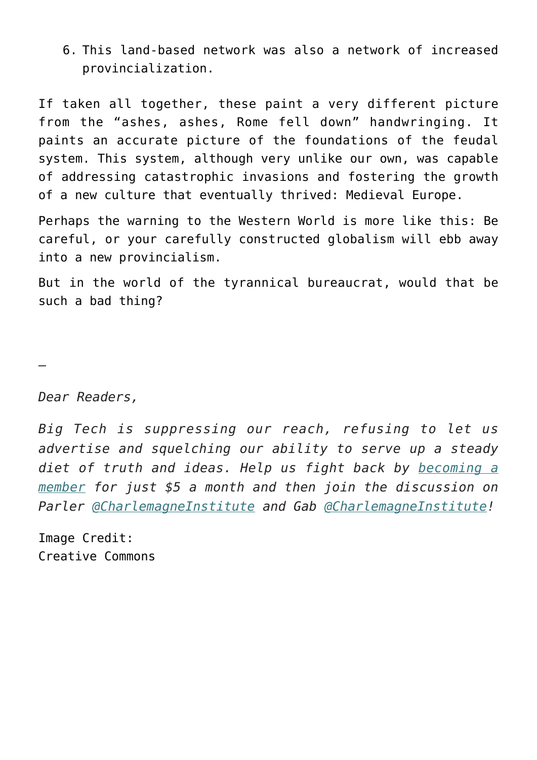6. This land-based network was also a network of increased provincialization.

If taken all together, these paint a very different picture from the "ashes, ashes, Rome fell down" handwringing. It paints an accurate picture of the foundations of the feudal system. This system, although very unlike our own, was capable of addressing catastrophic invasions and fostering the growth of a new culture that eventually thrived: Medieval Europe.

Perhaps the warning to the Western World is more like this: Be careful, or your carefully constructed globalism will ebb away into a new provincialism.

But in the world of the tyrannical bureaucrat, would that be such a bad thing?

—

*Dear Readers,*

*Big Tech is suppressing our reach, refusing to let us advertise and squelching our ability to serve up a steady diet of truth and ideas. Help us fight back by [becoming a member]() for just $5 a month and then join the discussion on Parler [@CharlemagneInstitute]() and Gab [@CharlemagneInstitute]()!*

Image Credit:
Creative Commons